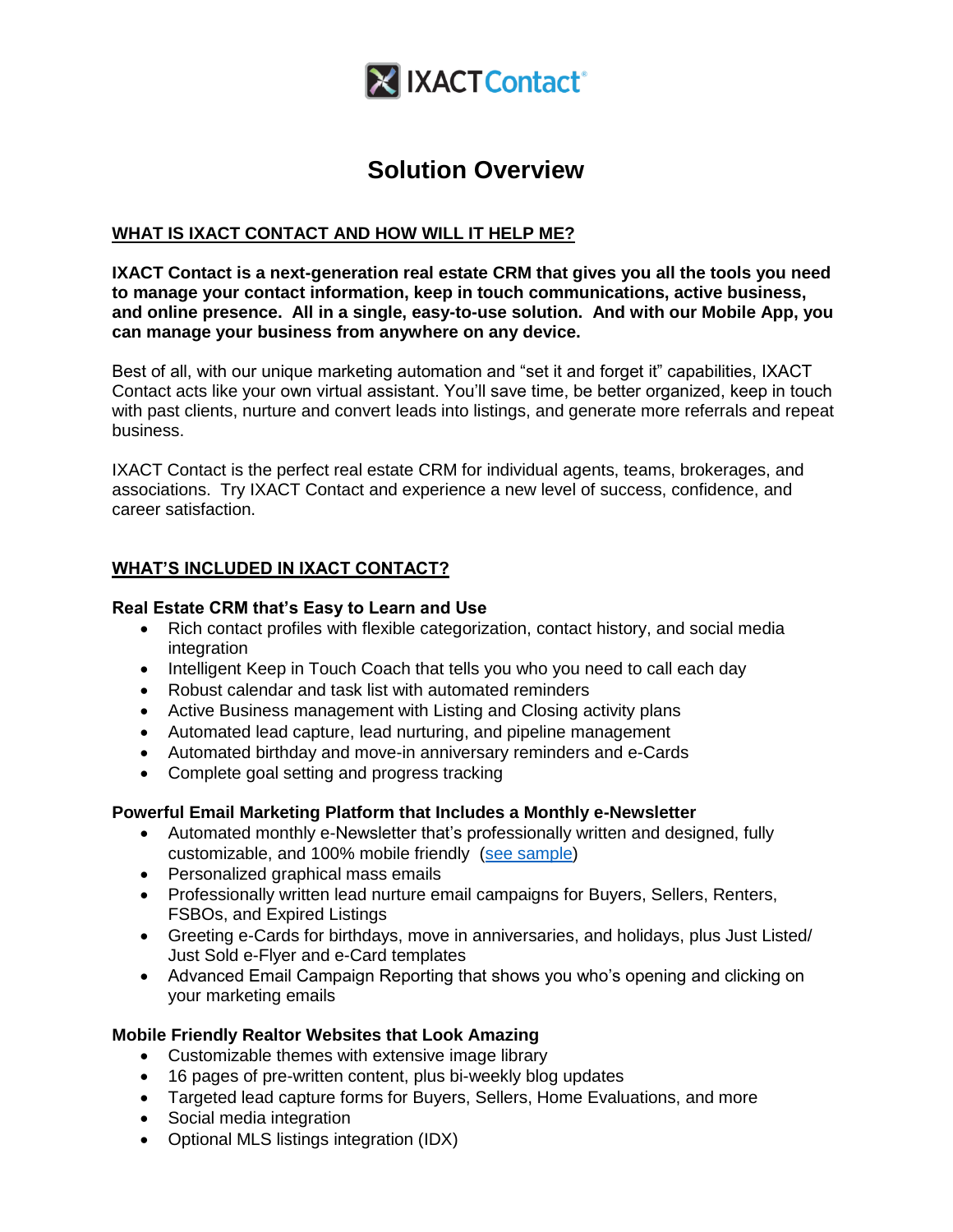IXACT Contact®

# Solution Overview

## WHAT IS IXACT CONTACT AND HOW WILL IT HELP ME?

**IXACT Contact is a next-generation real estate CRM that gives you all the tools you need to manage your contact information, keep in touch communications, active business, and online presence. All in a single, easy-to-use solution. And with our Mobile App, you can manage your business from anywhere on any device.**

Best of all, with our unique marketing automation and "set it and forget it" capabilities, IXACT Contact acts like your own virtual assistant. You'll save time, be better organized, keep in touch with past clients, nurture and convert leads into listings, and generate more referrals and repeat business.

IXACT Contact is the perfect real estate CRM for individual agents, teams, brokerages, and associations. Try IXACT Contact and experience a new level of success, confidence, and career satisfaction.

## WHAT'S INCLUDED IN IXACT CONTACT?

### Real Estate CRM that's Easy to Learn and Use

- Rich contact profiles with flexible categorization, contact history, and social media integration
- Intelligent Keep in Touch Coach that tells you who you need to call each day
- Robust calendar and task list with automated reminders
- Active Business management with Listing and Closing activity plans
- Automated lead capture, lead nurturing, and pipeline management
- Automated birthday and move-in anniversary reminders and e-Cards
- Complete goal setting and progress tracking

### Powerful Email Marketing Platform that Includes a Monthly e-Newsletter

- Automated monthly e-Newsletter that's professionally written and designed, fully customizable, and 100% mobile friendly (see sample)
- Personalized graphical mass emails
- Professionally written lead nurture email campaigns for Buyers, Sellers, Renters, FSBOs, and Expired Listings
- Greeting e-Cards for birthdays, move in anniversaries, and holidays, plus Just Listed/ Just Sold e-Flyer and e-Card templates
- Advanced Email Campaign Reporting that shows you who's opening and clicking on your marketing emails

### Mobile Friendly Realtor Websites that Look Amazing

- Customizable themes with extensive image library
- 16 pages of pre-written content, plus bi-weekly blog updates
- Targeted lead capture forms for Buyers, Sellers, Home Evaluations, and more
- Social media integration
- Optional MLS listings integration (IDX)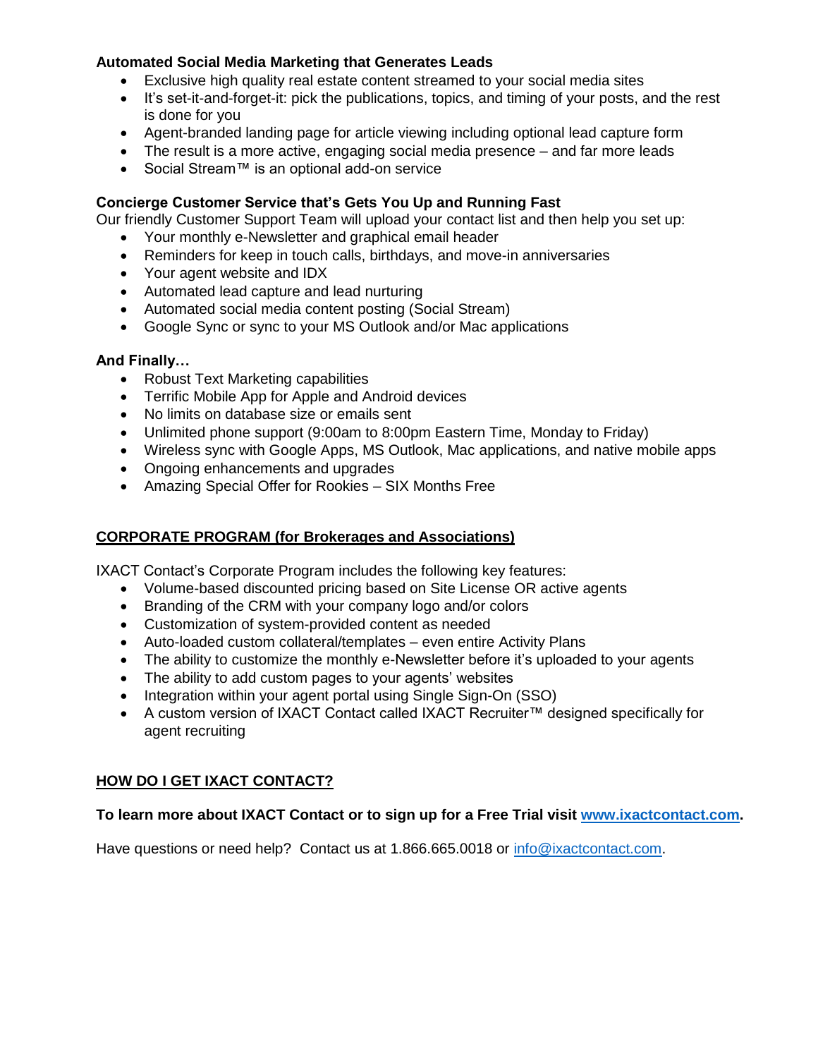**Automated Social Media Marketing that Generates Leads**

- Exclusive high quality real estate content streamed to your social media sites
- It's set-it-and-forget-it: pick the publications, topics, and timing of your posts, and the rest is done for you
- Agent-branded landing page for article viewing including optional lead capture form
- The result is a more active, engaging social media presence – and far more leads
- Social Stream™ is an optional add-on service

**Concierge Customer Service that's Gets You Up and Running Fast**

Our friendly Customer Support Team will upload your contact list and then help you set up:

- Your monthly e-Newsletter and graphical email header
- Reminders for keep in touch calls, birthdays, and move-in anniversaries
- Your agent website and IDX
- Automated lead capture and lead nurturing
- Automated social media content posting (Social Stream)
- Google Sync or sync to your MS Outlook and/or Mac applications

**And Finally…**

- Robust Text Marketing capabilities
- Terrific Mobile App for Apple and Android devices
- No limits on database size or emails sent
- Unlimited phone support (9:00am to 8:00pm Eastern Time, Monday to Friday)
- Wireless sync with Google Apps, MS Outlook, Mac applications, and native mobile apps
- Ongoing enhancements and upgrades
- Amazing Special Offer for Rookies – SIX Months Free

## CORPORATE PROGRAM (for Brokerages and Associations)

IXACT Contact's Corporate Program includes the following key features:

- Volume-based discounted pricing based on Site License OR active agents
- Branding of the CRM with your company logo and/or colors
- Customization of system-provided content as needed
- Auto-loaded custom collateral/templates – even entire Activity Plans
- The ability to customize the monthly e-Newsletter before it's uploaded to your agents
- The ability to add custom pages to your agents' websites
- Integration within your agent portal using Single Sign-On (SSO)
- A custom version of IXACT Contact called IXACT Recruiter™ designed specifically for agent recruiting

## HOW DO I GET IXACT CONTACT?

**To learn more about IXACT Contact or to sign up for a Free Trial visit www.ixactcontact.com.**

Have questions or need help? Contact us at 1.866.665.0018 or info@ixactcontact.com.